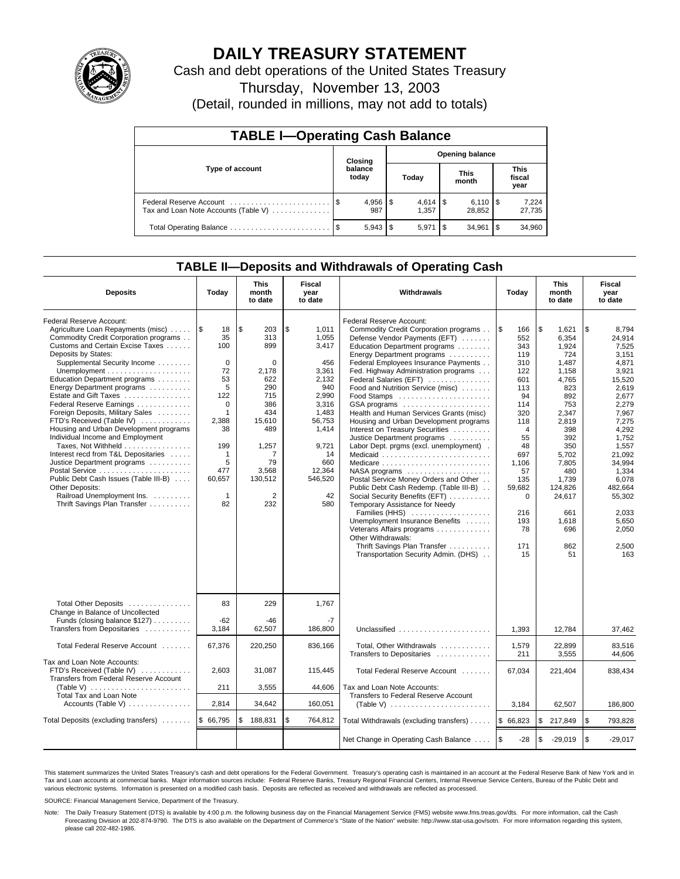# DAILY TREASURY STATEMENT

Cash and debt operations of the United States Treasury

Thursday, November 13, 2003

(Detail, rounded in millions, may not add to totals)

## TABLE I—Operating Cash Balance

| Type of account | Closing balance today | Opening balance Today | Opening balance This month | Opening balance This fiscal year |
|---|---|---|---|---|
| Federal Reserve Account | $ 4,956 | $ 4,614 | $ 6,110 | $ 7,224 |
| Tax and Loan Note Accounts (Table V) | 987 | 1,357 | 28,852 | 27,735 |
| Total Operating Balance | $ 5,943 | $ 5,971 | $ 34,961 | $ 34,960 |

## TABLE II—Deposits and Withdrawals of Operating Cash

| Deposits | Today | This month to date | Fiscal year to date | Withdrawals | Today | This month to date | Fiscal year to date |
|---|---|---|---|---|---|---|---|
| Federal Reserve Account: | | | | Federal Reserve Account: | | | |
| Agriculture Loan Repayments (misc) | $ 18 | $ 203 | $ 1,011 | Commodity Credit Corporation programs | $ 166 | $ 1,621 | $ 8,794 |
| Commodity Credit Corporation programs | 35 | 313 | 1,055 | Defense Vendor Payments (EFT) | 552 | 6,354 | 24,914 |
| Customs and Certain Excise Taxes | 100 | 899 | 3,417 | Education Department programs | 343 | 1,924 | 7,525 |
| Deposits by States: | | | | Energy Department programs | 119 | 724 | 3,151 |
| Supplemental Security Income | 0 | 0 | 456 | Federal Employees Insurance Payments | 310 | 1,487 | 4,871 |
| Unemployment | 72 | 2,178 | 3,361 | Fed. Highway Administration programs | 122 | 1,158 | 3,921 |
| Education Department programs | 53 | 622 | 2,132 | Federal Salaries (EFT) | 601 | 4,765 | 15,520 |
| Energy Department programs | 5 | 290 | 940 | Food and Nutrition Service (misc) | 113 | 823 | 2,619 |
| Estate and Gift Taxes | 122 | 715 | 2,990 | Food Stamps | 94 | 892 | 2,677 |
| Federal Reserve Earnings | 0 | 386 | 3,316 | GSA programs | 114 | 753 | 2,279 |
| Foreign Deposits, Military Sales | 1 | 434 | 1,483 | Health and Human Services Grants (misc) | 320 | 2,347 | 7,967 |
| FTD's Received (Table IV) | 2,388 | 15,610 | 56,753 | Housing and Urban Development programs | 118 | 2,819 | 7,275 |
| Housing and Urban Development programs | 38 | 489 | 1,414 | Interest on Treasury Securities | 4 | 398 | 4,292 |
| Individual Income and Employment | | | | Justice Department programs | 55 | 392 | 1,752 |
| Taxes, Not Withheld | 199 | 1,257 | 9,721 | Labor Dept. prgms (excl. unemployment) | 48 | 350 | 1,557 |
| Interest recd from T&L Depositaries | 1 | 7 | 14 | Medicaid | 697 | 5,702 | 21,092 |
| Justice Department programs | 5 | 79 | 660 | Medicare | 1,106 | 7,805 | 34,994 |
| Postal Service | 477 | 3,568 | 12,364 | NASA programs | 57 | 480 | 1,334 |
| Public Debt Cash Issues (Table III-B) | 60,657 | 130,512 | 546,520 | Postal Service Money Orders and Other | 135 | 1,739 | 6,078 |
| Other Deposits: | | | | Public Debt Cash Redemp. (Table III-B) | 59,682 | 124,826 | 482,664 |
| Railroad Unemployment Ins. | 1 | 2 | 42 | Social Security Benefits (EFT) | 0 | 24,617 | 55,302 |
| Thrift Savings Plan Transfer | 82 | 232 | 580 | Temporary Assistance for Needy | | | |
| | | | | Families (HHS) | 216 | 661 | 2,033 |
| | | | | Unemployment Insurance Benefits | 193 | 1,618 | 5,650 |
| | | | | Veterans Affairs programs | 78 | 696 | 2,050 |
| | | | | Other Withdrawals: | | | |
| | | | | Thrift Savings Plan Transfer | 171 | 862 | 2,500 |
| | | | | Transportation Security Admin. (DHS) | 15 | 51 | 163 |
| Total Other Deposits | 83 | 229 | 1,767 | | | | |
| Change in Balance of Uncollected | | | | | | | |
| Funds (closing balance $127) | -62 | -46 | -7 | | | | |
| Transfers from Depositaries | 3,184 | 62,507 | 186,800 | Unclassified | 1,393 | 12,784 | 37,462 |
| Total Federal Reserve Account | 67,376 | 220,250 | 836,166 | Total, Other Withdrawals | 1,579 | 22,899 | 83,516 |
| | | | | Transfers to Depositaries | 211 | 3,555 | 44,606 |
| Tax and Loan Note Accounts: | | | | | | | |
| FTD's Received (Table IV) | 2,603 | 31,087 | 115,445 | Total Federal Reserve Account | 67,034 | 221,404 | 838,434 |
| Transfers from Federal Reserve Account (Table V) | 211 | 3,555 | 44,606 | Tax and Loan Note Accounts: | | | |
| Total Tax and Loan Note Accounts (Table V) | 2,814 | 34,642 | 160,051 | Transfers to Federal Reserve Account (Table V) | 3,184 | 62,507 | 186,800 |
| Total Deposits (excluding transfers) | $ 66,795 | $ 188,831 | $ 764,812 | Total Withdrawals (excluding transfers) | $ 66,823 | $ 217,849 | $ 793,828 |
| | | | | Net Change in Operating Cash Balance | $ -28 | $ -29,019 | $ -29,017 |

This statement summarizes the United States Treasury's cash and debt operations for the Federal Government. Treasury's operating cash is maintained in an account at the Federal Reserve Bank of New York and in Tax and Loan accounts at commercial banks. Major information sources include: Federal Reserve Banks, Treasury Regional Financial Centers, Internal Revenue Service Centers, Bureau of the Public Debt and various electronic systems. Information is presented on a modified cash basis. Deposits are reflected as received and withdrawals are reflected as processed.

SOURCE: Financial Management Service, Department of the Treasury.

Note: The Daily Treasury Statement (DTS) is available by 4:00 p.m. the following business day on the Financial Management Service (FMS) website www.fms.treas.gov/dts. For more information, call the Cash Forecasting Division at 202-874-9790. The DTS is also available on the Department of Commerce's "State of the Nation" website: http://www.stat-usa.gov/sotn. For more information regarding this system, please call 202-482-1986.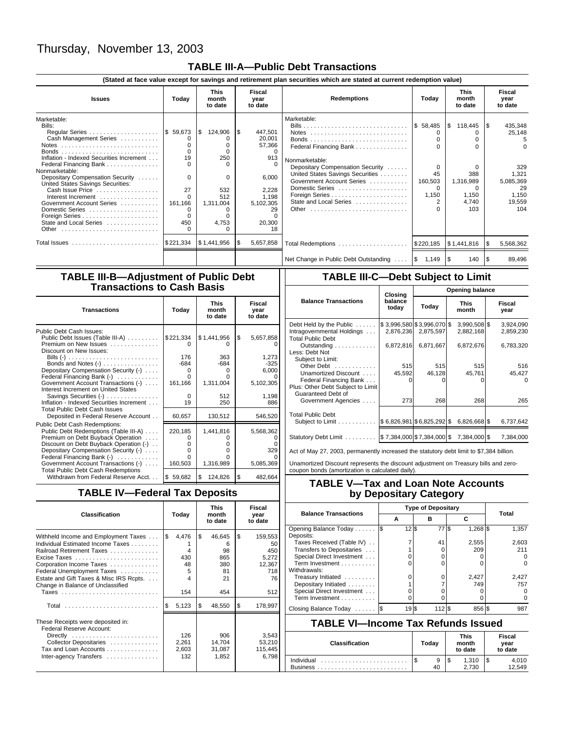Thursday, November 13, 2003

## TABLE III-A—Public Debt Transactions

(Stated at face value except for savings and retirement plan securities which are stated at current redemption value)

| Issues | Today | This month to date | Fiscal year to date |
|---|---|---|---|
| Marketable: | | | |
| Bills: | | | |
| Regular Series | $ 59,673 | $ 124,906 | $ 447,501 |
| Cash Management Series | 0 | 0 | 20,001 |
| Notes | 0 | 0 | 57,366 |
| Bonds | 0 | 0 | 0 |
| Inflation - Indexed Securities Increment | 19 | 250 | 913 |
| Federal Financing Bank | 0 | 0 | 0 |
| Nonmarketable: | | | |
| Depositary Compensation Security | 0 | 0 | 6,000 |
| United States Savings Securities: | | | |
| Cash Issue Price | 27 | 532 | 2,228 |
| Interest Increment | 0 | 512 | 1,198 |
| Government Account Series | 161,166 | 1,311,004 | 5,102,305 |
| Domestic Series | 0 | 0 | 29 |
| Foreign Series | 0 | 0 | 0 |
| State and Local Series | 450 | 4,753 | 20,300 |
| Other | 0 | 0 | 18 |
| Total Issues | $221,334 | $1,441,956 | $ 5,657,858 |

| Redemptions | Today | This month to date | Fiscal year to date |
|---|---|---|---|
| Marketable: | | | |
| Bills | $ 58,485 | $ 118,445 | $ 435,348 |
| Notes | 0 | 0 | 25,148 |
| Bonds | 0 | 0 | 5 |
| Federal Financing Bank | 0 | 0 | 0 |
| Nonmarketable: | | | |
| Depositary Compensation Security | 0 | 0 | 329 |
| United States Savings Securities | 45 | 388 | 1,321 |
| Government Account Series | 160,503 | 1,316,989 | 5,085,369 |
| Domestic Series | 0 | 0 | 29 |
| Foreign Series | 1,150 | 1,150 | 1,150 |
| State and Local Series | 2 | 4,740 | 19,559 |
| Other | 0 | 103 | 104 |
| Total Redemptions | $220,185 | $1,441,816 | $ 5,568,362 |
| Net Change in Public Debt Outstanding | $ 1,149 | $ 140 | $ 89,496 |

## TABLE III-B—Adjustment of Public Debt Transactions to Cash Basis

| Transactions | Today | This month to date | Fiscal year to date |
|---|---|---|---|
| Public Debt Cash Issues: | | | |
| Public Debt Issues (Table III-A) | $221,334 | $1,441,956 | $ 5,657,858 |
| Premium on New Issues | 0 | 0 | 0 |
| Discount on New Issues: | | | |
| Bills (-) | 176 | 363 | 1,273 |
| Bonds and Notes (-) | -684 | -684 | -325 |
| Depositary Compensation Security (-) | 0 | 0 | 6,000 |
| Federal Financing Bank (-) | 0 | 0 | 0 |
| Government Account Transactions (-) | 161,166 | 1,311,004 | 5,102,305 |
| Interest Increment on United States Savings Securities (-) | 0 | 512 | 1,198 |
| Inflation - Indexed Securities Increment | 19 | 250 | 886 |
| Total Public Debt Cash Issues Deposited in Federal Reserve Account | 60,657 | 130,512 | 546,520 |
| Public Debt Cash Redemptions: | | | |
| Public Debt Redemptions (Table III-A) | 220,185 | 1,441,816 | 5,568,362 |
| Premium on Debt Buyback Operation | 0 | 0 | 0 |
| Discount on Debt Buyback Operation (-) | 0 | 0 | 0 |
| Depositary Compensation Security (-) | 0 | 0 | 329 |
| Federal Financing Bank (-) | 0 | 0 | 0 |
| Government Account Transactions (-) | 160,503 | 1,316,989 | 5,085,369 |
| Total Public Debt Cash Redemptions Withdrawn from Federal Reserve Acct. | $ 59,682 | $ 124,826 | $ 482,664 |

## TABLE III-C—Debt Subject to Limit

| Balance Transactions | Closing balance today | Opening balance Today | Opening balance This month | Opening balance Fiscal year |
|---|---|---|---|---|
| Debt Held by the Public | $ 3,996,580 | $ 3,996,070 | $ 3,990,508 | $ 3,924,090 |
| Intragovernmental Holdings | 2,876,236 | 2,875,597 | 2,882,168 | 2,859,230 |
| Total Public Debt Outstanding | 6,872,816 | 6,871,667 | 6,872,676 | 6,783,320 |
| Less: Debt Not Subject to Limit: | | | | |
| Other Debt | 515 | 515 | 515 | 516 |
| Unamortized Discount | 45,592 | 46,128 | 45,761 | 45,427 |
| Federal Financing Bank | 0 | 0 | 0 | 0 |
| Plus: Other Debt Subject to Limit Guaranteed Debt of Government Agencies | 273 | 268 | 268 | 265 |
| Total Public Debt Subject to Limit | $ 6,826,981 | $ 6,825,292 | $ 6,826,668 | $ 6,737,642 |
| Statutory Debt Limit | $ 7,384,000 | $ 7,384,000 | $ 7,384,000 | $ 7,384,000 |

Act of May 27, 2003, permanently increased the statutory debt limit to $7,384 billion.

Unamortized Discount represents the discount adjustment on Treasury bills and zero-coupon bonds (amortization is calculated daily).

## TABLE IV—Federal Tax Deposits

| Classification | Today | This month to date | Fiscal year to date |
|---|---|---|---|
| Withheld Income and Employment Taxes | $ 4,476 | $ 46,645 | $ 159,553 |
| Individual Estimated Income Taxes | 1 | 6 | 50 |
| Railroad Retirement Taxes | 4 | 98 | 450 |
| Excise Taxes | 430 | 865 | 5,272 |
| Corporation Income Taxes | 48 | 380 | 12,367 |
| Federal Unemployment Taxes | 5 | 81 | 718 |
| Estate and Gift Taxes & Misc IRS Rcpts. | 4 | 21 | 76 |
| Change in Balance of Unclassified Taxes | 154 | 454 | 512 |
| Total | $ 5,123 | $ 48,550 | $ 178,997 |
| These Receipts were deposited in: | | | |
| Federal Reserve Account: | | | |
| Directly | 126 | 906 | 3,543 |
| Collector Depositaries | 2,261 | 14,704 | 53,210 |
| Tax and Loan Accounts | 2,603 | 31,087 | 115,445 |
| Inter-agency Transfers | 132 | 1,852 | 6,798 |

## TABLE V—Tax and Loan Note Accounts by Depositary Category

| Balance Transactions | Type of Depositary A | B | C | Total |
|---|---|---|---|---|
| Opening Balance Today | $ 12 | $ 77 | $ 1,268 | $ 1,357 |
| Deposits: | | | | |
| Taxes Received (Table IV) | 7 | 41 | 2,555 | 2,603 |
| Transfers to Depositaries | 1 | 0 | 209 | 211 |
| Special Direct Investment | 0 | 0 | 0 | 0 |
| Term Investment | 0 | 0 | 0 | 0 |
| Withdrawals: | | | | |
| Treasury Initiated | 0 | 0 | 2,427 | 2,427 |
| Depositary Initiated | 1 | 7 | 749 | 757 |
| Special Direct Investment | 0 | 0 | 0 | 0 |
| Term Investment | 0 | 0 | 0 | 0 |
| Closing Balance Today | $ 19 | $ 112 | $ 856 | $ 987 |

## TABLE VI—Income Tax Refunds Issued

| Classification | Today | This month to date | Fiscal year to date |
|---|---|---|---|
| Individual | $ 9 | $ 1,310 | $ 4,010 |
| Business | 40 | 2,730 | 12,549 |